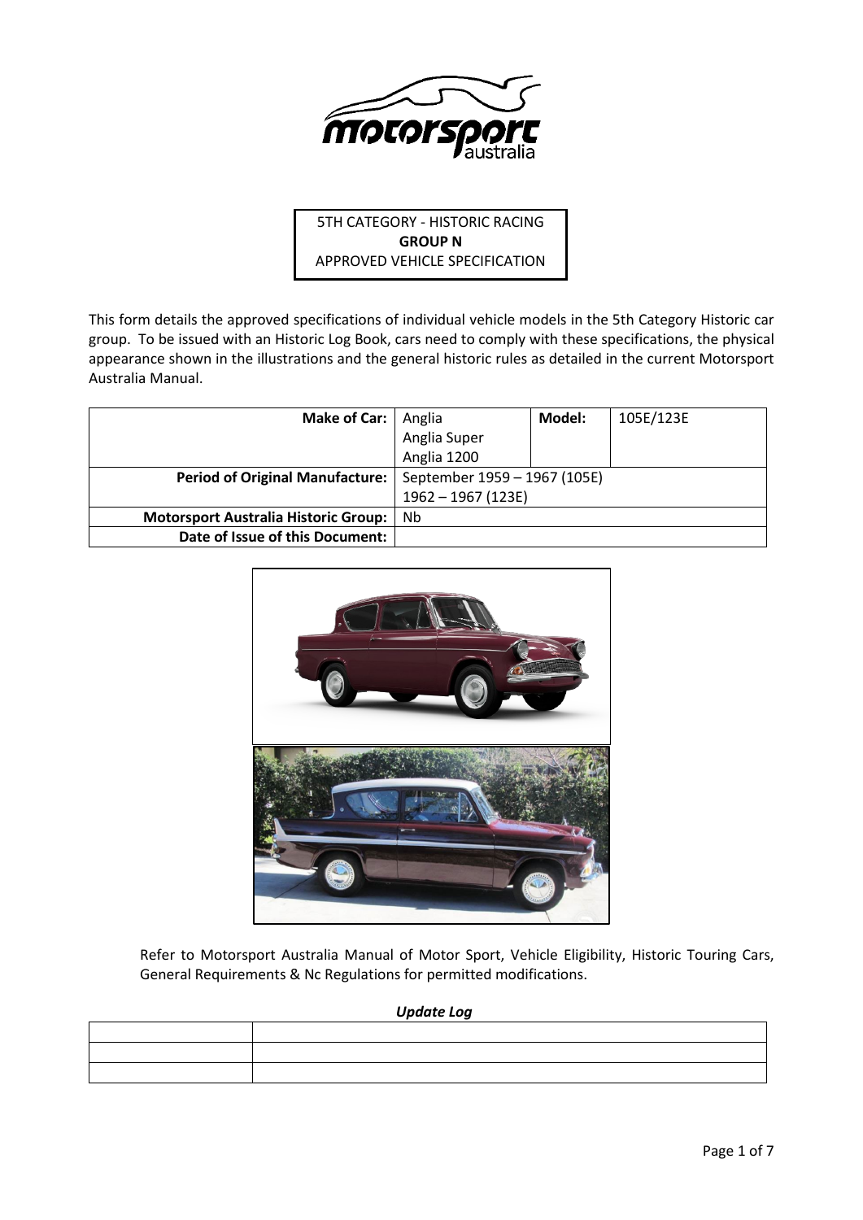5TH CATEGORY - HISTORIC RACING
**GROUP N**
APPROVED VEHICLE SPECIFICATION

This form details the approved specifications of individual vehicle models in the 5th Category Historic car group. To be issued with an Historic Log Book, cars need to comply with these specifications, the physical appearance shown in the illustrations and the general historic rules as detailed in the current Motorsport Australia Manual.

| **Make of Car:** | Anglia<br>Anglia Super<br>Anglia 1200 | **Model:** | 105E/123E |
|---|---|---|---|
| **Period of Original Manufacture:** | September 1959 – 1967 (105E)<br>1962 – 1967 (123E) | | |
| **Motorsport Australia Historic Group:** | Nb | | |
| **Date of Issue of this Document:** | | | |

Refer to Motorsport Australia Manual of Motor Sport, Vehicle Eligibility, Historic Touring Cars, General Requirements & Nc Regulations for permitted modifications.

***Update Log***

| | |
|---|---|
| | |
| | |
| | |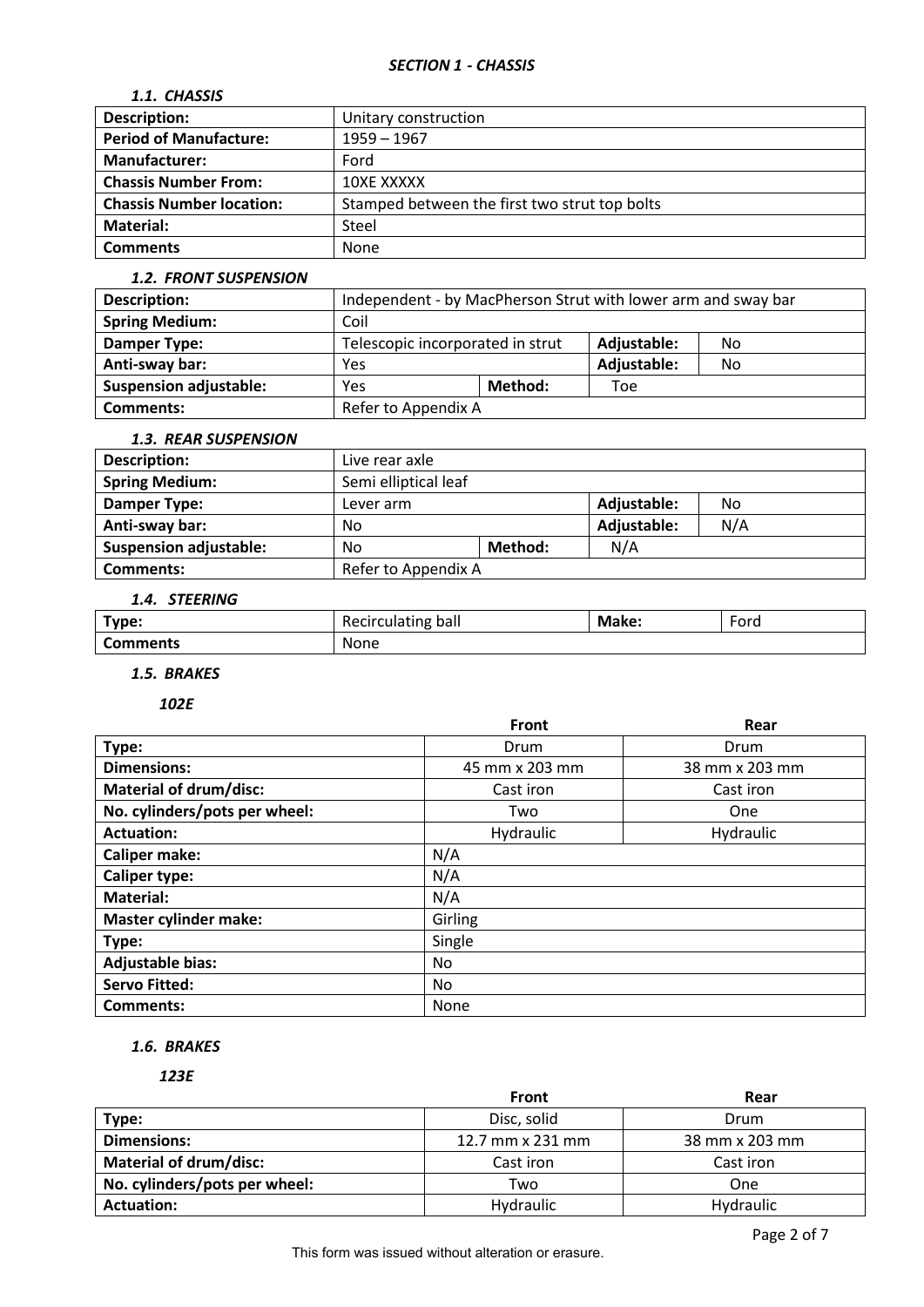## *SECTION 1 - CHASSIS*

### *1.1. CHASSIS*

| **Description:** | Unitary construction |
|---|---|
| **Period of Manufacture:** | 1959 – 1967 |
| **Manufacturer:** | Ford |
| **Chassis Number From:** | 10XE XXXXX |
| **Chassis Number location:** | Stamped between the first two strut top bolts |
| **Material:** | Steel |
| **Comments** | None |

### *1.2. FRONT SUSPENSION*

| **Description:** | Independent - by MacPherson Strut with lower arm and sway bar | | | |
|---|---|---|---|---|
| **Spring Medium:** | Coil | | | |
| **Damper Type:** | Telescopic incorporated in strut | | **Adjustable:** | No |
| **Anti-sway bar:** | Yes | | **Adjustable:** | No |
| **Suspension adjustable:** | Yes | **Method:** | Toe | |
| **Comments:** | Refer to Appendix A | | | |

### *1.3. REAR SUSPENSION*

| **Description:** | Live rear axle | | | |
|---|---|---|---|---|
| **Spring Medium:** | Semi elliptical leaf | | | |
| **Damper Type:** | Lever arm | | **Adjustable:** | No |
| **Anti-sway bar:** | No | | **Adjustable:** | N/A |
| **Suspension adjustable:** | No | **Method:** | N/A | |
| **Comments:** | Refer to Appendix A | | | |

### *1.4. STEERING*

| **Type:** | Recirculating ball | **Make:** | Ford |
|---|---|---|---|
| **Comments** | None | | |

### *1.5. BRAKES*

***102E***

| | **Front** | **Rear** |
|---|---|---|
| **Type:** | Drum | Drum |
| **Dimensions:** | 45 mm x 203 mm | 38 mm x 203 mm |
| **Material of drum/disc:** | Cast iron | Cast iron |
| **No. cylinders/pots per wheel:** | Two | One |
| **Actuation:** | Hydraulic | Hydraulic |
| **Caliper make:** | N/A | |
| **Caliper type:** | N/A | |
| **Material:** | N/A | |
| **Master cylinder make:** | Girling | |
| **Type:** | Single | |
| **Adjustable bias:** | No | |
| **Servo Fitted:** | No | |
| **Comments:** | None | |

### *1.6. BRAKES*

***123E***

| | **Front** | **Rear** |
|---|---|---|
| **Type:** | Disc, solid | Drum |
| **Dimensions:** | 12.7 mm x 231 mm | 38 mm x 203 mm |
| **Material of drum/disc:** | Cast iron | Cast iron |
| **No. cylinders/pots per wheel:** | Two | One |
| **Actuation:** | Hydraulic | Hydraulic |

This form was issued without alteration or erasure.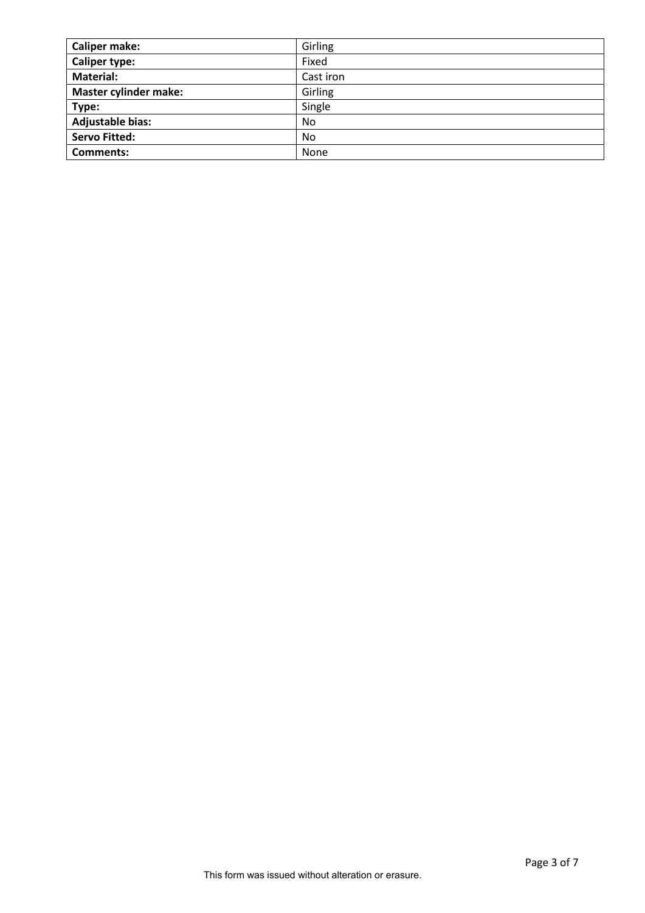| **Caliper make:** | Girling |
| --- | --- |
| **Caliper type:** | Fixed |
| **Material:** | Cast iron |
| **Master cylinder make:** | Girling |
| **Type:** | Single |
| **Adjustable bias:** | No |
| **Servo Fitted:** | No |
| **Comments:** | None |

This form was issued without alteration or erasure.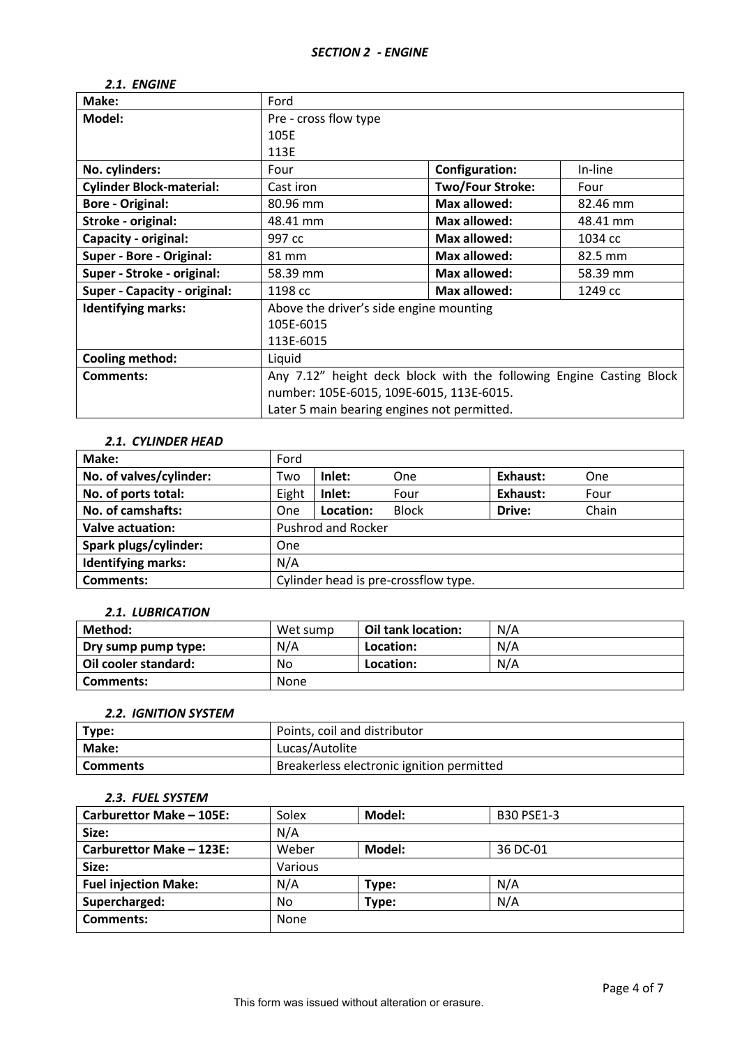## *SECTION 2 - ENGINE*

### *2.1. ENGINE*

| **Make:** | Ford | | |
|---|---|---|---|
| **Model:** | Pre - cross flow type<br>105E<br>113E | | |
| **No. cylinders:** | Four | **Configuration:** | In-line |
| **Cylinder Block-material:** | Cast iron | **Two/Four Stroke:** | Four |
| **Bore - Original:** | 80.96 mm | **Max allowed:** | 82.46 mm |
| **Stroke - original:** | 48.41 mm | **Max allowed:** | 48.41 mm |
| **Capacity - original:** | 997 cc | **Max allowed:** | 1034 cc |
| **Super - Bore - Original:** | 81 mm | **Max allowed:** | 82.5 mm |
| **Super - Stroke - original:** | 58.39 mm | **Max allowed:** | 58.39 mm |
| **Super - Capacity - original:** | 1198 cc | **Max allowed:** | 1249 cc |
| **Identifying marks:** | Above the driver's side engine mounting<br>105E-6015<br>113E-6015 | | |
| **Cooling method:** | Liquid | | |
| **Comments:** | Any 7.12" height deck block with the following Engine Casting Block number: 105E-6015, 109E-6015, 113E-6015.<br>Later 5 main bearing engines not permitted. | | |

### *2.1. CYLINDER HEAD*

| **Make:** | Ford | | | | |
|---|---|---|---|---|---|
| **No. of valves/cylinder:** | Two | **Inlet:** | One | **Exhaust:** | One |
| **No. of ports total:** | Eight | **Inlet:** | Four | **Exhaust:** | Four |
| **No. of camshafts:** | One | **Location:** | Block | **Drive:** | Chain |
| **Valve actuation:** | Pushrod and Rocker | | | | |
| **Spark plugs/cylinder:** | One | | | | |
| **Identifying marks:** | N/A | | | | |
| **Comments:** | Cylinder head is pre-crossflow type. | | | | |

### *2.1. LUBRICATION*

| **Method:** | Wet sump | **Oil tank location:** | N/A |
|---|---|---|---|
| **Dry sump pump type:** | N/A | **Location:** | N/A |
| **Oil cooler standard:** | No | **Location:** | N/A |
| **Comments:** | None | | |

### *2.2. IGNITION SYSTEM*

| **Type:** | Points, coil and distributor |
|---|---|
| **Make:** | Lucas/Autolite |
| **Comments** | Breakerless electronic ignition permitted |

### *2.3. FUEL SYSTEM*

| **Carburettor Make – 105E:** | Solex | **Model:** | B30 PSE1-3 |
|---|---|---|---|
| **Size:** | N/A | | |
| **Carburettor Make – 123E:** | Weber | **Model:** | 36 DC-01 |
| **Size:** | Various | | |
| **Fuel injection Make:** | N/A | **Type:** | N/A |
| **Supercharged:** | No | **Type:** | N/A |
| **Comments:** | None | | |

This form was issued without alteration or erasure.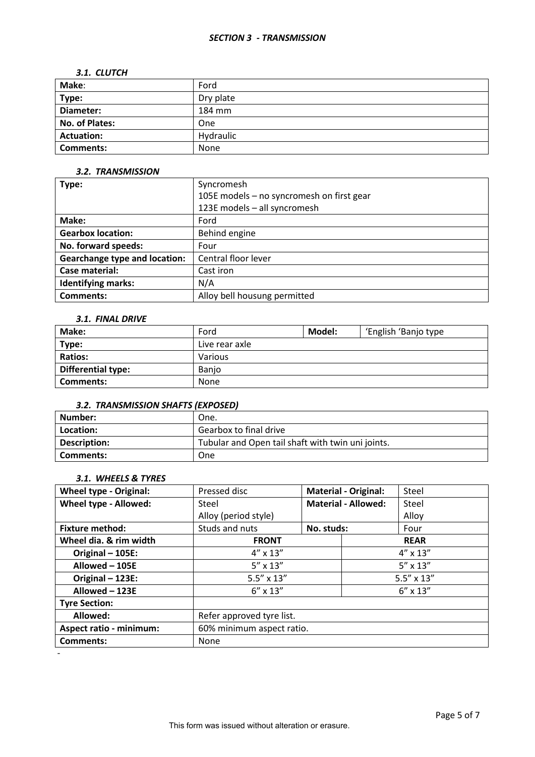## *SECTION 3 - TRANSMISSION*

### *3.1. CLUTCH*

| **Make**: | Ford |
|---|---|
| **Type:** | Dry plate |
| **Diameter:** | 184 mm |
| **No. of Plates:** | One |
| **Actuation:** | Hydraulic |
| **Comments:** | None |

### *3.2. TRANSMISSION*

| **Type:** | Syncromesh<br>105E models – no syncromesh on first gear<br>123E models – all syncromesh |
|---|---|
| **Make:** | Ford |
| **Gearbox location:** | Behind engine |
| **No. forward speeds:** | Four |
| **Gearchange type and location:** | Central floor lever |
| **Case material:** | Cast iron |
| **Identifying marks:** | N/A |
| **Comments:** | Alloy bell housung permitted |

### *3.1. FINAL DRIVE*

| **Make:** | Ford | **Model:** | 'English 'Banjo type |
|---|---|---|---|
| **Type:** | Live rear axle | | |
| **Ratios:** | Various | | |
| **Differential type:** | Banjo | | |
| **Comments:** | None | | |

### *3.2. TRANSMISSION SHAFTS (EXPOSED)*

| **Number:** | One. |
|---|---|
| **Location:** | Gearbox to final drive |
| **Description:** | Tubular and Open tail shaft with twin uni joints. |
| **Comments:** | One |

### *3.1. WHEELS & TYRES*

| **Wheel type - Original:** | Pressed disc | **Material - Original:** | Steel |
|---|---|---|---|
| **Wheel type - Allowed:** | Steel<br>Alloy (period style) | **Material - Allowed:** | Steel<br>Alloy |
| **Fixture method:** | Studs and nuts | **No. studs:** | Four |
| **Wheel dia. & rim width** | **FRONT** | | **REAR** |
| **Original – 105E:** | 4" x 13" | | 4" x 13" |
| **Allowed – 105E** | 5" x 13" | | 5" x 13" |
| **Original – 123E:** | 5.5" x 13" | | 5.5" x 13" |
| **Allowed – 123E** | 6" x 13" | | 6" x 13" |
| **Tyre Section:** | | | |
| **Allowed:** | Refer approved tyre list. | | |
| **Aspect ratio - minimum:** | 60% minimum aspect ratio. | | |
| **Comments:** | None | | |

-

This form was issued without alteration or erasure.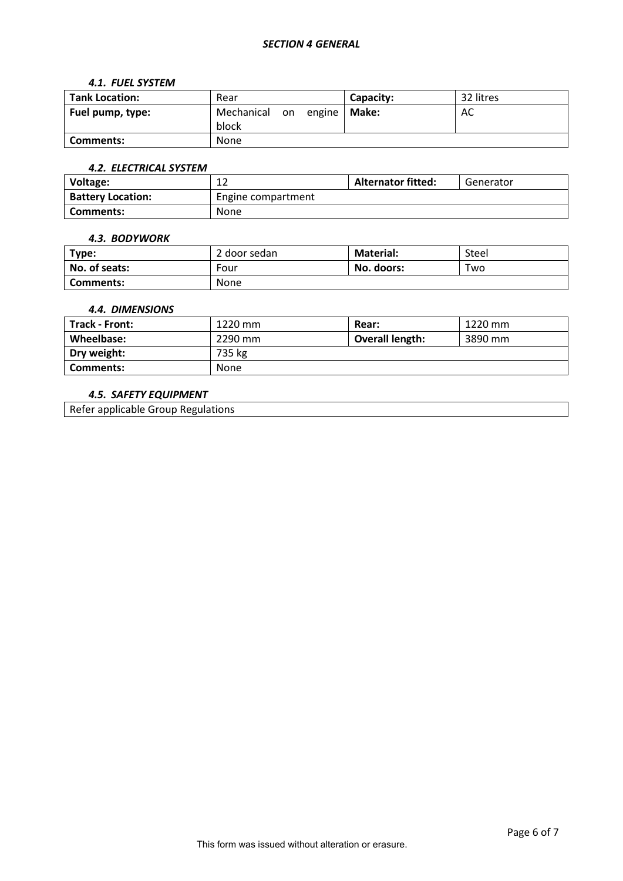## *SECTION 4 GENERAL*

### *4.1. FUEL SYSTEM*

| **Tank Location:** | Rear | **Capacity:** | 32 litres |
|---|---|---|---|
| **Fuel pump, type:** | Mechanical on engine block | **Make:** | AC |
| **Comments:** | None | | |

### *4.2. ELECTRICAL SYSTEM*

| **Voltage:** | 12 | **Alternator fitted:** | Generator |
|---|---|---|---|
| **Battery Location:** | Engine compartment | | |
| **Comments:** | None | | |

### *4.3. BODYWORK*

| **Type:** | 2 door sedan | **Material:** | Steel |
|---|---|---|---|
| **No. of seats:** | Four | **No. doors:** | Two |
| **Comments:** | None | | |

### *4.4. DIMENSIONS*

| **Track - Front:** | 1220 mm | **Rear:** | 1220 mm |
|---|---|---|---|
| **Wheelbase:** | 2290 mm | **Overall length:** | 3890 mm |
| **Dry weight:** | 735 kg | | |
| **Comments:** | None | | |

### *4.5. SAFETY EQUIPMENT*

| Refer applicable Group Regulations |
|---|

This form was issued without alteration or erasure.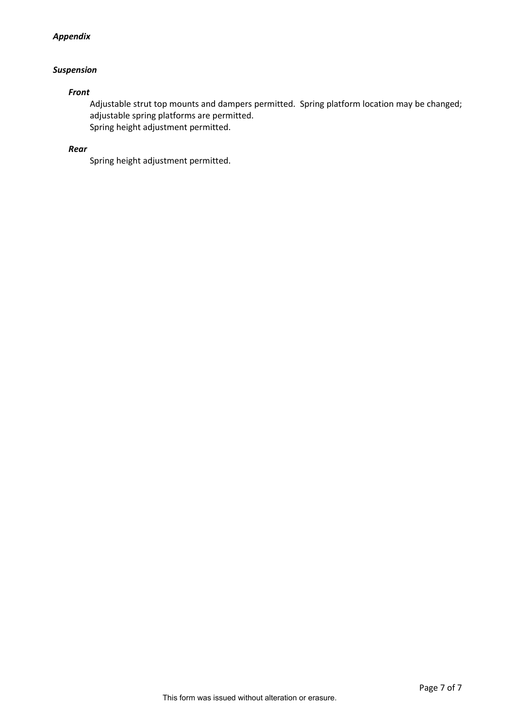## *Appendix*

### *Suspension*

#### *Front*

Adjustable strut top mounts and dampers permitted. Spring platform location may be changed; adjustable spring platforms are permitted.
Spring height adjustment permitted.

#### *Rear*

Spring height adjustment permitted.

This form was issued without alteration or erasure.